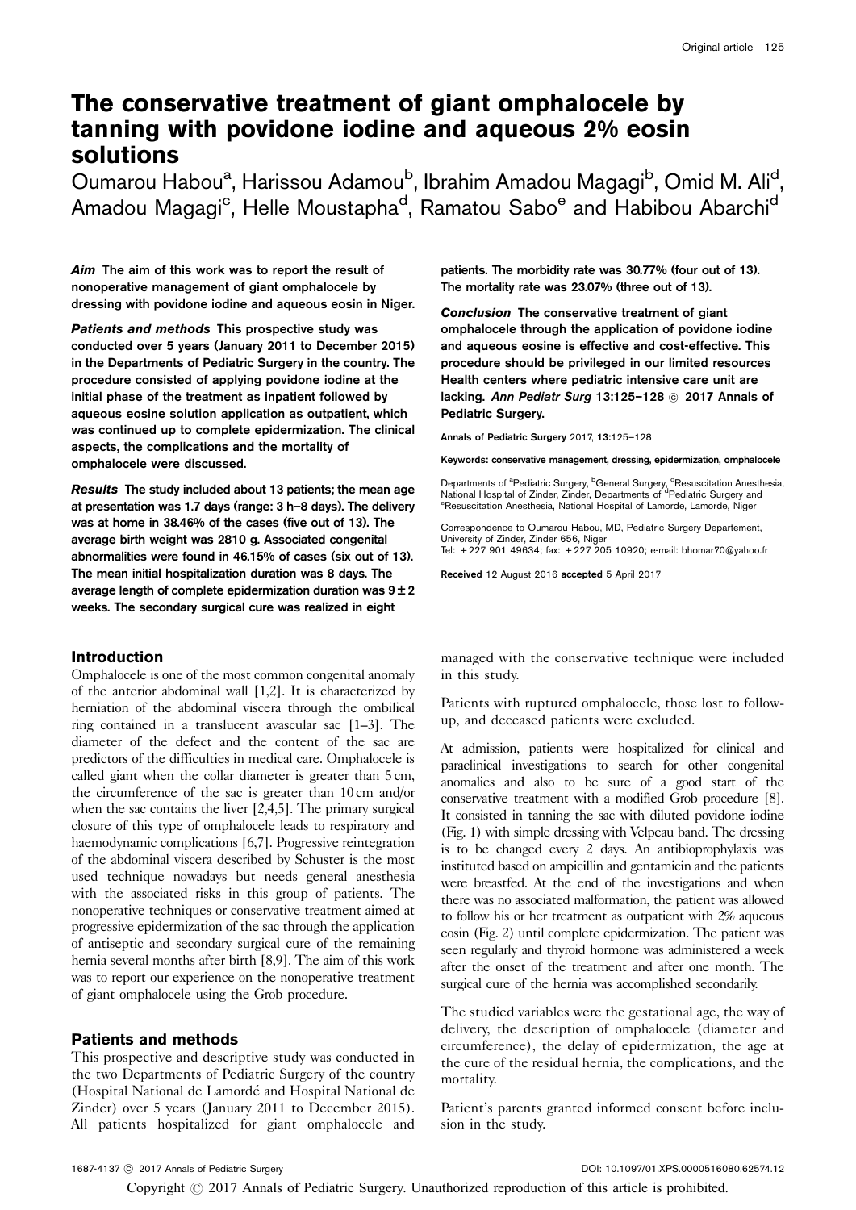# The conservative treatment of giant omphalocele by tanning with povidone iodine and aqueous 2% eosin solutions

Oumarou Habou[a], Harissou Adamou[b], Ibrahim Amadou Magagi[b], Omid M. Ali[d], Amadou Magagi[c], Helle Moustapha[d], Ramatou Sabo[e] and Habibou Abarchi[d]

***Aim*** **The aim of this work was to report the result of nonoperative management of giant omphalocele by dressing with povidone iodine and aqueous eosin in Niger.**

***Patients and methods*** **This prospective study was conducted over 5 years (January 2011 to December 2015) in the Departments of Pediatric Surgery in the country. The procedure consisted of applying povidone iodine at the initial phase of the treatment as inpatient followed by aqueous eosine solution application as outpatient, which was continued up to complete epidermization. The clinical aspects, the complications and the mortality of omphalocele were discussed.**

***Results*** **The study included about 13 patients; the mean age at presentation was 1.7 days (range: 3 h–8 days). The delivery was at home in 38.46% of the cases (five out of 13). The average birth weight was 2810 g. Associated congenital abnormalities were found in 46.15% of cases (six out of 13). The mean initial hospitalization duration was 8 days. The average length of complete epidermization duration was 9 ± 2 weeks. The secondary surgical cure was realized in eight patients. The morbidity rate was 30.77% (four out of 13). The mortality rate was 23.07% (three out of 13).**

***Conclusion*** **The conservative treatment of giant omphalocele through the application of povidone iodine and aqueous eosine is effective and cost-effective. This procedure should be privileged in our limited resources Health centers where pediatric intensive care unit are lacking.** ***Ann Pediatr Surg*** **13:125–128 © 2017 Annals of Pediatric Surgery.**

Annals of Pediatric Surgery 2017, 13:125–128

Keywords: conservative management, dressing, epidermization, omphalocele

Departments of [a]Pediatric Surgery, [b]General Surgery, [c]Resuscitation Anesthesia, National Hospital of Zinder, Zinder, Departments of [d]Pediatric Surgery and [e]Resuscitation Anesthesia, National Hospital of Lamorde, Lamorde, Niger

Correspondence to Oumarou Habou, MD, Pediatric Surgery Departement, University of Zinder, Zinder 656, Niger
Tel: +227 901 49634; fax: +227 205 10920; e-mail: bhomar70@yahoo.fr

Received 12 August 2016 accepted 5 April 2017

## Introduction

Omphalocele is one of the most common congenital anomaly of the anterior abdominal wall [1,2]. It is characterized by herniation of the abdominal viscera through the umbilical ring contained in a translucent avascular sac [1–3]. The diameter of the defect and the content of the sac are predictors of the difficulties in medical care. Omphalocele is called giant when the collar diameter is greater than 5 cm, the circumference of the sac is greater than 10 cm and/or when the sac contains the liver [2,4,5]. The primary surgical closure of this type of omphalocele leads to respiratory and haemodynamic complications [6,7]. Progressive reintegration of the abdominal viscera described by Schuster is the most used technique nowadays but needs general anesthesia with the associated risks in this group of patients. The nonoperative techniques or conservative treatment aimed at progressive epidermization of the sac through the application of antiseptic and secondary surgical cure of the remaining hernia several months after birth [8,9]. The aim of this work was to report our experience on the nonoperative treatment of giant omphalocele using the Grob procedure.

## Patients and methods

This prospective and descriptive study was conducted in the two Departments of Pediatric Surgery of the country (Hospital National de Lamordé and Hospital National de Zinder) over 5 years (January 2011 to December 2015). All patients hospitalized for giant omphalocele and managed with the conservative technique were included in this study.

Patients with ruptured omphalocele, those lost to follow-up, and deceased patients were excluded.

At admission, patients were hospitalized for clinical and paraclinical investigations to search for other congenital anomalies and also to be sure of a good start of the conservative treatment with a modified Grob procedure [8]. It consisted in tanning the sac with diluted povidone iodine (Fig. 1) with simple dressing with Velpeau band. The dressing is to be changed every 2 days. An antibioprophylaxis was instituted based on ampicillin and gentamicin and the patients were breastfed. At the end of the investigations and when there was no associated malformation, the patient was allowed to follow his or her treatment as outpatient with 2% aqueous eosin (Fig. 2) until complete epidermization. The patient was seen regularly and thyroid hormone was administered a week after the onset of the treatment and after one month. The surgical cure of the hernia was accomplished secondarily.

The studied variables were the gestational age, the way of delivery, the description of omphalocele (diameter and circumference), the delay of epidermization, the age at the cure of the residual hernia, the complications, and the mortality.

Patient's parents granted informed consent before inclusion in the study.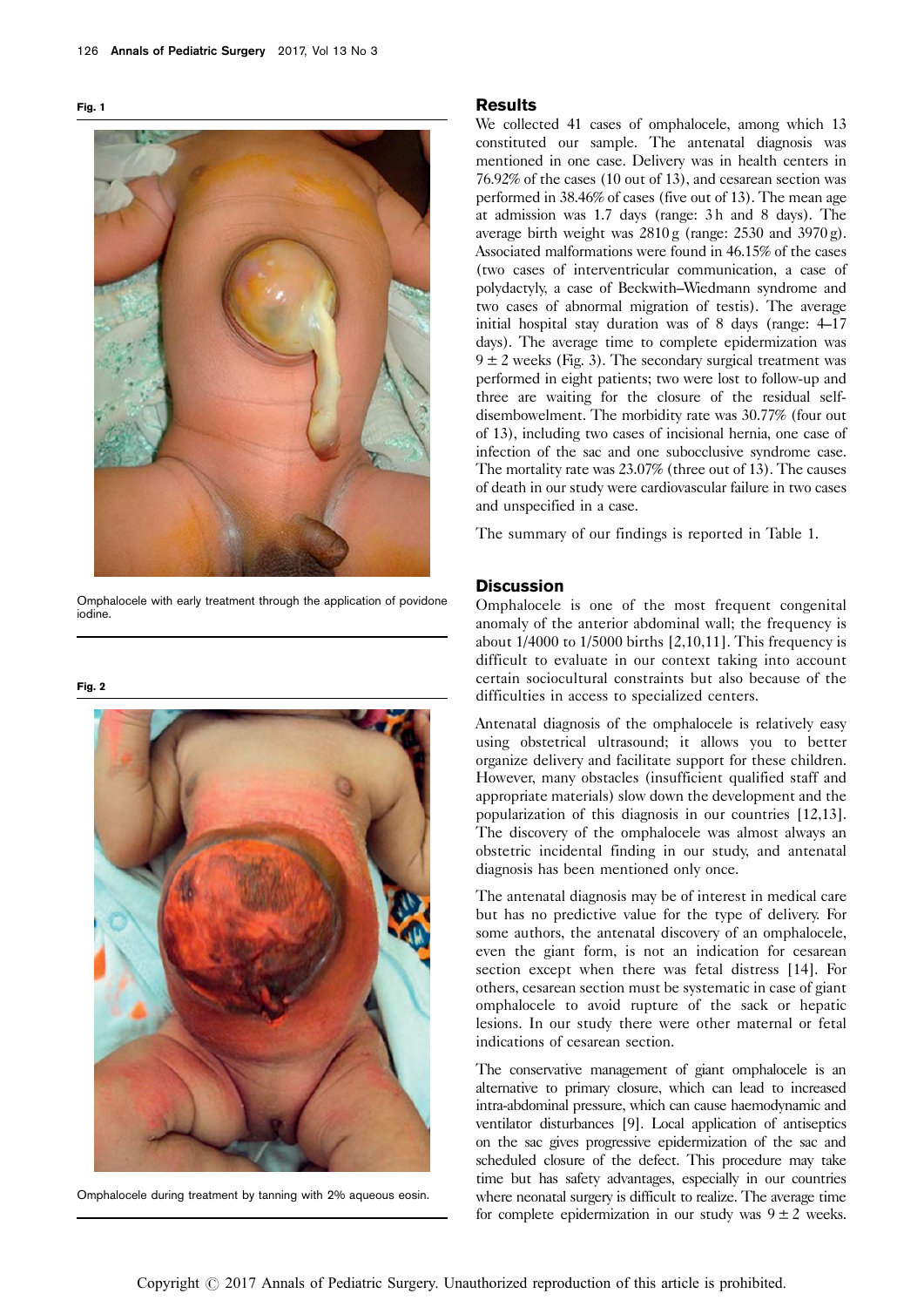**Fig. 1**

Omphalocele with early treatment through the application of povidone iodine.

**Fig. 2**

Omphalocele during treatment by tanning with 2% aqueous eosin.

## Results

We collected 41 cases of omphalocele, among which 13 constituted our sample. The antenatal diagnosis was mentioned in one case. Delivery was in health centers in 76.92% of the cases (10 out of 13), and cesarean section was performed in 38.46% of cases (five out of 13). The mean age at admission was 1.7 days (range: 3 h and 8 days). The average birth weight was 2810 g (range: 2530 and 3970 g). Associated malformations were found in 46.15% of the cases (two cases of interventricular communication, a case of polydactyly, a case of Beckwith–Wiedmann syndrome and two cases of abnormal migration of testis). The average initial hospital stay duration was of 8 days (range: 4–17 days). The average time to complete epidermization was $9 \pm 2$ weeks (Fig. 3). The secondary surgical treatment was performed in eight patients; two were lost to follow-up and three are waiting for the closure of the residual self-disembowelment. The morbidity rate was 30.77% (four out of 13), including two cases of incisional hernia, one case of infection of the sac and one subocclusive syndrome case. The mortality rate was 23.07% (three out of 13). The causes of death in our study were cardiovascular failure in two cases and unspecified in a case.

The summary of our findings is reported in Table 1.

## Discussion

Omphalocele is one of the most frequent congenital anomaly of the anterior abdominal wall; the frequency is about 1/4000 to 1/5000 births [2,10,11]. This frequency is difficult to evaluate in our context taking into account certain sociocultural constraints but also because of the difficulties in access to specialized centers.

Antenatal diagnosis of the omphalocele is relatively easy using obstetrical ultrasound; it allows you to better organize delivery and facilitate support for these children. However, many obstacles (insufficient qualified staff and appropriate materials) slow down the development and the popularization of this diagnosis in our countries [12,13]. The discovery of the omphalocele was almost always an obstetric incidental finding in our study, and antenatal diagnosis has been mentioned only once.

The antenatal diagnosis may be of interest in medical care but has no predictive value for the type of delivery. For some authors, the antenatal discovery of an omphalocele, even the giant form, is not an indication for cesarean section except when there was fetal distress [14]. For others, cesarean section must be systematic in case of giant omphalocele to avoid rupture of the sack or hepatic lesions. In our study there were other maternal or fetal indications of cesarean section.

The conservative management of giant omphalocele is an alternative to primary closure, which can lead to increased intra-abdominal pressure, which can cause haemodynamic and ventilator disturbances [9]. Local application of antiseptics on the sac gives progressive epidermization of the sac and scheduled closure of the defect. This procedure may take time but has safety advantages, especially in our countries where neonatal surgery is difficult to realize. The average time for complete epidermization in our study was $9 \pm 2$ weeks.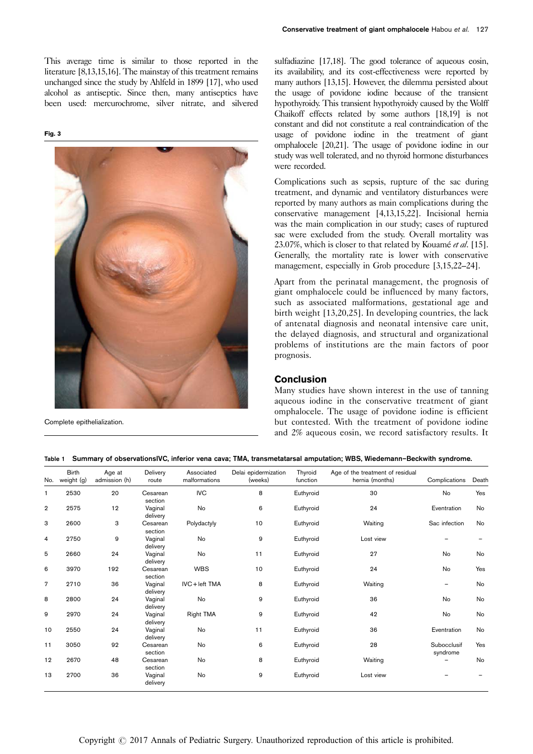This average time is similar to those reported in the literature [8,13,15,16]. The mainstay of this treatment remains unchanged since the study by Ahlfeld in 1899 [17], who used alcohol as antiseptic. Since then, many antiseptics have been used: mercurochrome, silver nitrate, and silvered sulfadiazine [17,18]. The good tolerance of aqueous eosin, its availability, and its cost-effectiveness were reported by many authors [13,15]. However, the dilemma persisted about the usage of povidone iodine because of the transient hypothyroidy. This transient hypothyroidy caused by the Wolff Chaikoff effects related by some authors [18,19] is not constant and did not constitute a real contraindication of the usage of povidone iodine in the treatment of giant omphalocele [20,21]. The usage of povidone iodine in our study was well tolerated, and no thyroid hormone disturbances were recorded.

**Fig. 3**

Complete epithelialization.

Complications such as sepsis, rupture of the sac during treatment, and dynamic and ventilatory disturbances were reported by many authors as main complications during the conservative management [4,13,15,22]. Incisional hernia was the main complication in our study; cases of ruptured sac were excluded from the study. Overall mortality was 23.07%, which is closer to that related by Kouamé *et al*. [15]. Generally, the mortality rate is lower with conservative management, especially in Grob procedure [3,15,22–24].

Apart from the perinatal management, the prognosis of giant omphalocele could be influenced by many factors, such as associated malformations, gestational age and birth weight [13,20,25]. In developing countries, the lack of antenatal diagnosis and neonatal intensive care unit, the delayed diagnosis, and structural and organizational problems of institutions are the main factors of poor prognosis.

## Conclusion

Many studies have shown interest in the use of tanning aqueous iodine in the conservative treatment of giant omphalocele. The usage of povidone iodine is efficient but contested. With the treatment of povidone iodine and 2% aqueous eosin, we record satisfactory results. It

**Table 1 Summary of observationsIVC, inferior vena cava; TMA, transmetatarsal amputation; WBS, Wiedemann–Beckwith syndrome.**

| No. | Birth weight (g) | Age at admission (h) | Delivery route | Associated malformations | Delai epidermization (weeks) | Thyroid function | Age of the treatment of residual hernia (months) | Complications | Death |
|---|---|---|---|---|---|---|---|---|---|
| 1 | 2530 | 20 | Cesarean section | IVC | 8 | Euthyroid | 30 | No | Yes |
| 2 | 2575 | 12 | Vaginal delivery | No | 6 | Euthyroid | 24 | Eventration | No |
| 3 | 2600 | 3 | Cesarean section | Polydactyly | 10 | Euthyroid | Waiting | Sac infection | No |
| 4 | 2750 | 9 | Vaginal delivery | No | 9 | Euthyroid | Lost view | – | – |
| 5 | 2660 | 24 | Vaginal delivery | No | 11 | Euthyroid | 27 | No | No |
| 6 | 3970 | 192 | Cesarean section | WBS | 10 | Euthyroid | 24 | No | Yes |
| 7 | 2710 | 36 | Vaginal delivery | IVC + left TMA | 8 | Euthyroid | Waiting | – | No |
| 8 | 2800 | 24 | Vaginal delivery | No | 9 | Euthyroid | 36 | No | No |
| 9 | 2970 | 24 | Vaginal delivery | Right TMA | 9 | Euthyroid | 42 | No | No |
| 10 | 2550 | 24 | Vaginal delivery | No | 11 | Euthyroid | 36 | Eventration | No |
| 11 | 3050 | 92 | Cesarean section | No | 6 | Euthyroid | 28 | Subocclusif syndrome | Yes |
| 12 | 2670 | 48 | Cesarean section | No | 8 | Euthyroid | Waiting | – | No |
| 13 | 2700 | 36 | Vaginal delivery | No | 9 | Euthyroid | Lost view | – | – |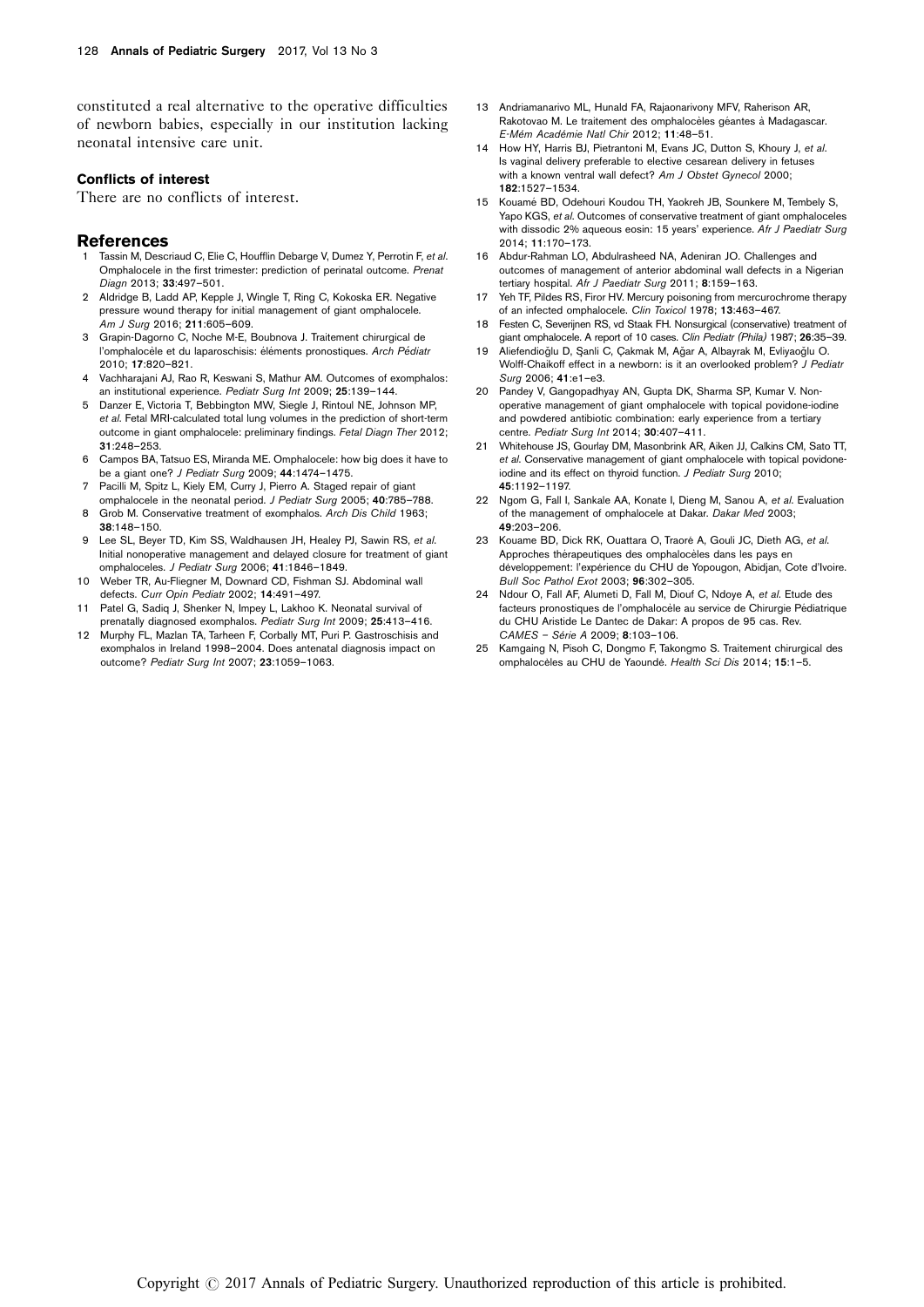constituted a real alternative to the operative difficulties of newborn babies, especially in our institution lacking neonatal intensive care unit.

### Conflicts of interest

There are no conflicts of interest.

## References

1. Tassin M, Descriaud C, Elie C, Houfflin Debarge V, Dumez Y, Perrotin F, *et al*. Omphalocele in the first trimester: prediction of perinatal outcome. *Prenat Diagn* 2013; **33**:497–501.
2. Aldridge B, Ladd AP, Kepple J, Wingle T, Ring C, Kokoska ER. Negative pressure wound therapy for initial management of giant omphalocele. *Am J Surg* 2016; **211**:605–609.
3. Grapin-Dagorno C, Noche M-E, Boubnova J. Traitement chirurgical de l'omphalocèle et du laparoschisis: éléments pronostiques. *Arch Pédiatr* 2010; **17**:820–821.
4. Vachharajani AJ, Rao R, Keswani S, Mathur AM. Outcomes of exomphalos: an institutional experience. *Pediatr Surg Int* 2009; **25**:139–144.
5. Danzer E, Victoria T, Bebbington MW, Siegle J, Rintoul NE, Johnson MP, *et al*. Fetal MRI-calculated total lung volumes in the prediction of short-term outcome in giant omphalocele: preliminary findings. *Fetal Diagn Ther* 2012; **31**:248–253.
6. Campos BA, Tatsuo ES, Miranda ME. Omphalocele: how big does it have to be a giant one? *J Pediatr Surg* 2009; **44**:1474–1475.
7. Pacilli M, Spitz L, Kiely EM, Curry J, Pierro A. Staged repair of giant omphalocele in the neonatal period. *J Pediatr Surg* 2005; **40**:785–788.
8. Grob M. Conservative treatment of exomphalos. *Arch Dis Child* 1963; **38**:148–150.
9. Lee SL, Beyer TD, Kim SS, Waldhausen JH, Healey PJ, Sawin RS, *et al*. Initial nonoperative management and delayed closure for treatment of giant omphaloceles. *J Pediatr Surg* 2006; **41**:1846–1849.
10. Weber TR, Au-Fliegner M, Downard CD, Fishman SJ. Abdominal wall defects. *Curr Opin Pediatr* 2002; **14**:491–497.
11. Patel G, Sadiq J, Shenker N, Impey L, Lakhoo K. Neonatal survival of prenatally diagnosed exomphalos. *Pediatr Surg Int* 2009; **25**:413–416.
12. Murphy FL, Mazlan TA, Tarheen F, Corbally MT, Puri P. Gastroschisis and exomphalos in Ireland 1998–2004. Does antenatal diagnosis impact on outcome? *Pediatr Surg Int* 2007; **23**:1059–1063.
13. Andriamanarivo ML, Hunald FA, Rajaonarivony MFV, Raherison AR, Rakotovao M. Le traitement des omphalocèles géantes à Madagascar. *E-Mém Académie Natl Chir* 2012; **11**:48–51.
14. How HY, Harris BJ, Pietrantoni M, Evans JC, Dutton S, Khoury J, *et al*. Is vaginal delivery preferable to elective cesarean delivery in fetuses with a known ventral wall defect? *Am J Obstet Gynecol* 2000; **182**:1527–1534.
15. Kouamé BD, Odehouri Koudou TH, Yaokreh JB, Sounkere M, Tembely S, Yapo KGS, *et al*. Outcomes of conservative treatment of giant omphaloceles with dissodic 2% aqueous eosin: 15 years' experience. *Afr J Paediatr Surg* 2014; **11**:170–173.
16. Abdur-Rahman LO, Abdulrasheed NA, Adeniran JO. Challenges and outcomes of management of anterior abdominal wall defects in a Nigerian tertiary hospital. *Afr J Paediatr Surg* 2011; **8**:159–163.
17. Yeh TF, Pildes RS, Firor HV. Mercury poisoning from mercurochrome therapy of an infected omphalocele. *Clin Toxicol* 1978; **13**:463–467.
18. Festen C, Severijnen RS, vd Staak FH. Nonsurgical (conservative) treatment of giant omphalocele. A report of 10 cases. *Clin Pediatr (Phila)* 1987; **26**:35–39.
19. Aliefendioğlu D, Şanli C, Çakmak M, Ağar A, Albayrak M, Evliyaoğlu O. Wolff-Chaikoff effect in a newborn: is it an overlooked problem? *J Pediatr Surg* 2006; **41**:e1–e3.
20. Pandey V, Gangopadhyay AN, Gupta DK, Sharma SP, Kumar V. Non-operative management of giant omphalocele with topical povidone-iodine and powdered antibiotic combination: early experience from a tertiary centre. *Pediatr Surg Int* 2014; **30**:407–411.
21. Whitehouse JS, Gourlay DM, Masonbrink AR, Aiken JJ, Calkins CM, Sato TT, *et al*. Conservative management of giant omphalocele with topical povidone-iodine and its effect on thyroid function. *J Pediatr Surg* 2010; **45**:1192–1197.
22. Ngom G, Fall I, Sankale AA, Konate I, Dieng M, Sanou A, *et al*. Evaluation of the management of omphalocele at Dakar. *Dakar Med* 2003; **49**:203–206.
23. Kouame BD, Dick RK, Ouattara O, Traoré A, Gouli JC, Dieth AG, *et al*. Approches thérapeutiques des omphalocèles dans les pays en développement: l'expérience du CHU de Yopougon, Abidjan, Cote d'Ivoire. *Bull Soc Pathol Exot* 2003; **96**:302–305.
24. Ndour O, Fall AF, Alumeti D, Fall M, Diouf C, Ndoye A, *et al*. Etude des facteurs pronostiques de l'omphalocèle au service de Chirurgie Pédiatrique du CHU Aristide Le Dantec de Dakar: A propos de 95 cas. Rev. *CAMES – Série A* 2009; **8**:103–106.
25. Kamgaing N, Pisoh C, Dongmo F, Takongmo S. Traitement chirurgical des omphalocèles au CHU de Yaoundé. *Health Sci Dis* 2014; **15**:1–5.

Copyright © 2017 Annals of Pediatric Surgery. Unauthorized reproduction of this article is prohibited.